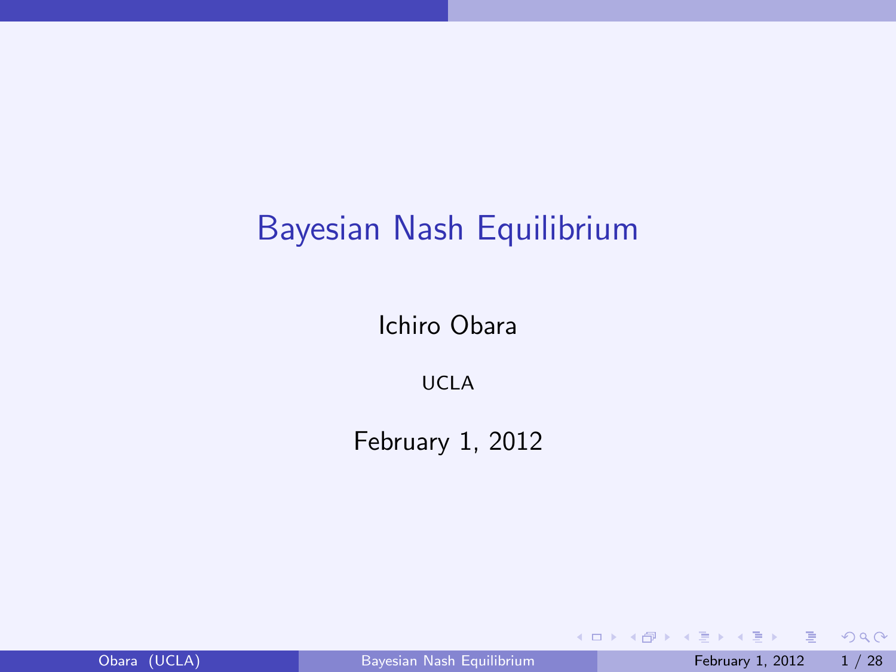# Bayesian Nash Equilibrium

Ichiro Obara

UCLA

February 1, 2012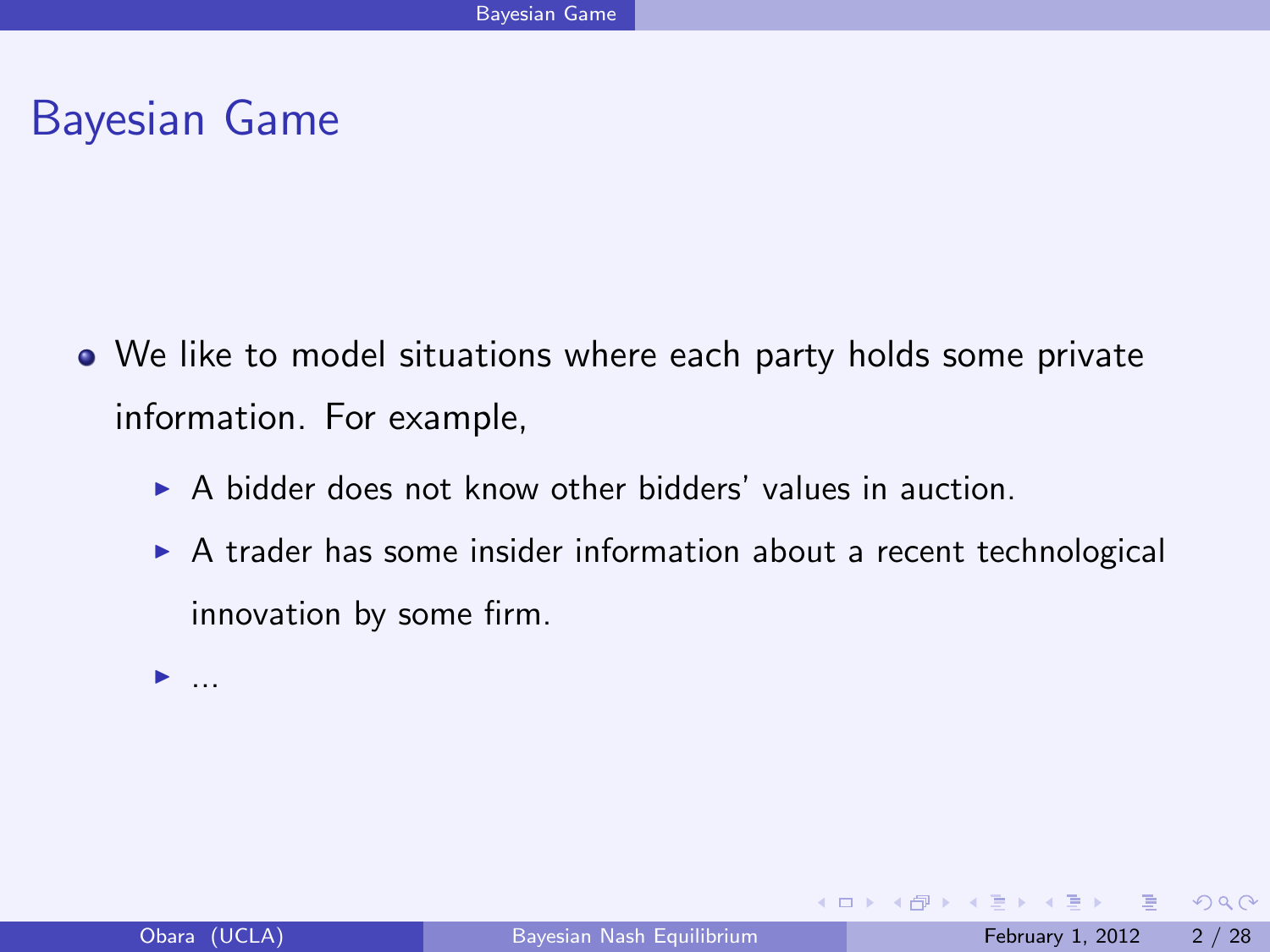# Bayesian Game

- We like to model situations where each party holds some private information. For example,
  - A bidder does not know other bidders' values in auction.
  - A trader has some insider information about a recent technological innovation by some firm.
  - ...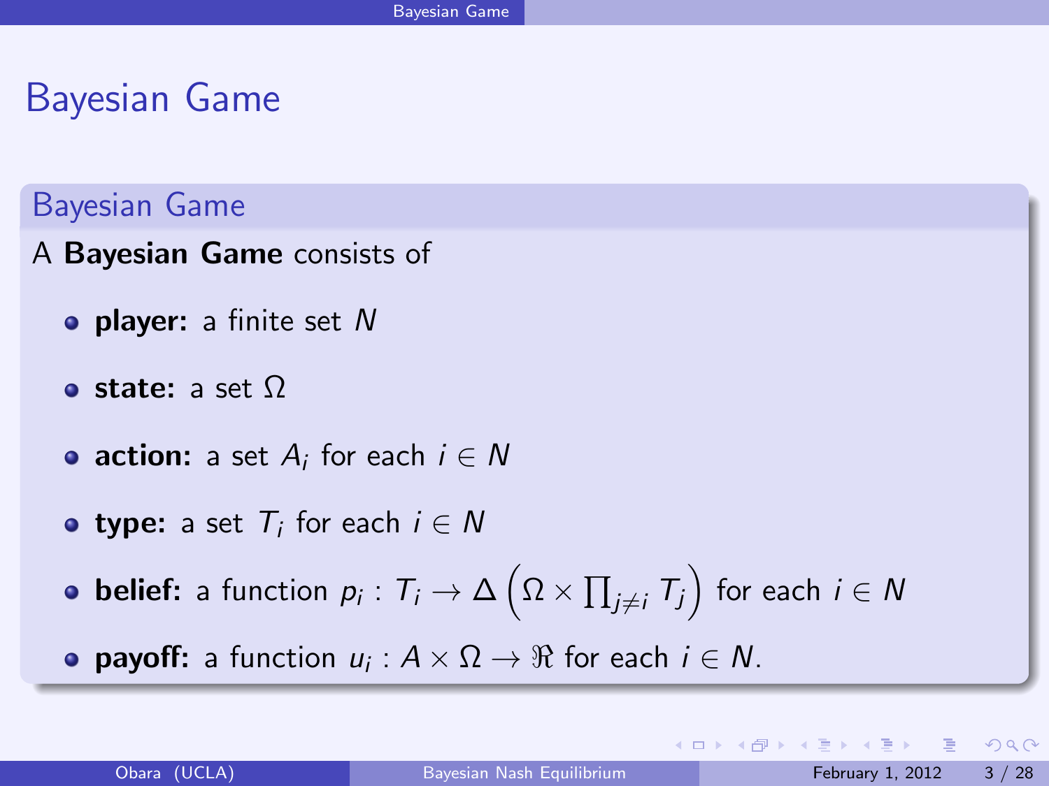# Bayesian Game

## Bayesian Game

A **Bayesian Game** consists of

- **player:** a finite set $N$
- **state:** a set $\Omega$
- **action:** a set $A_i$ for each $i \in N$
- **type:** a set $T_i$ for each $i \in N$
- **belief:** a function $p_i : T_i \to \Delta\left(\Omega \times \prod_{j \neq i} T_j\right)$ for each $i \in N$
- **payoff:** a function $u_i : A \times \Omega \to \Re$ for each $i \in N$.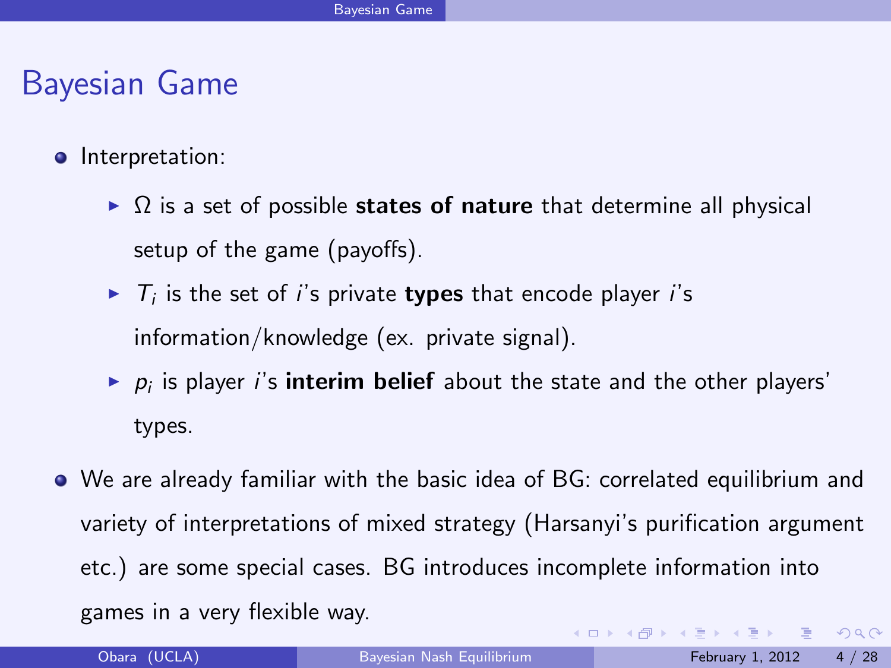# Bayesian Game

- Interpretation:
  - $\Omega$ is a set of possible **states of nature** that determine all physical setup of the game (payoffs).
  - $T_i$ is the set of $i$'s private **types** that encode player $i$'s information/knowledge (ex. private signal).
  - $p_i$ is player $i$'s **interim belief** about the state and the other players' types.
- We are already familiar with the basic idea of BG: correlated equilibrium and variety of interpretations of mixed strategy (Harsanyi's purification argument etc.) are some special cases. BG introduces incomplete information into games in a very flexible way.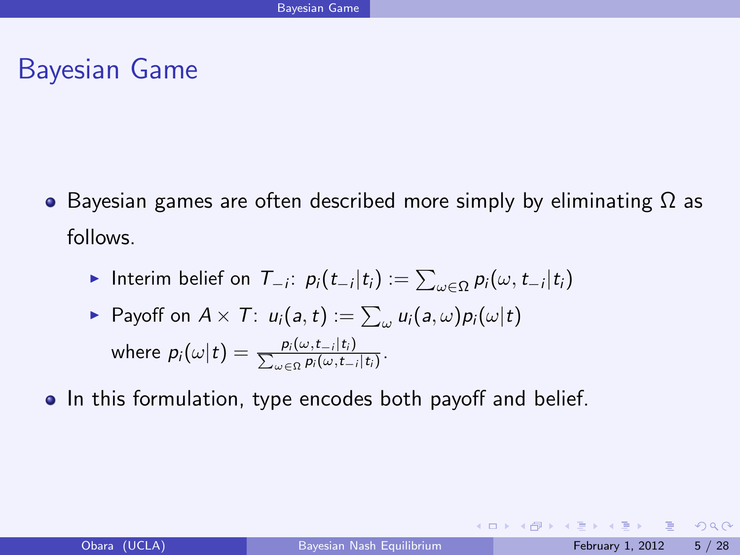# Bayesian Game

- Bayesian games are often described more simply by eliminating $\Omega$ as follows.
  - Interim belief on $T_{-i}$: $p_i(t_{-i}|t_i) := \sum_{\omega \in \Omega} p_i(\omega, t_{-i}|t_i)$
  - Payoff on $A \times T$: $u_i(a, t) := \sum_{\omega} u_i(a, \omega) p_i(\omega|t)$
    where $p_i(\omega|t) = \frac{p_i(\omega, t_{-i}|t_i)}{\sum_{\omega \in \Omega} p_i(\omega, t_{-i}|t_i)}$.
- In this formulation, type encodes both payoff and belief.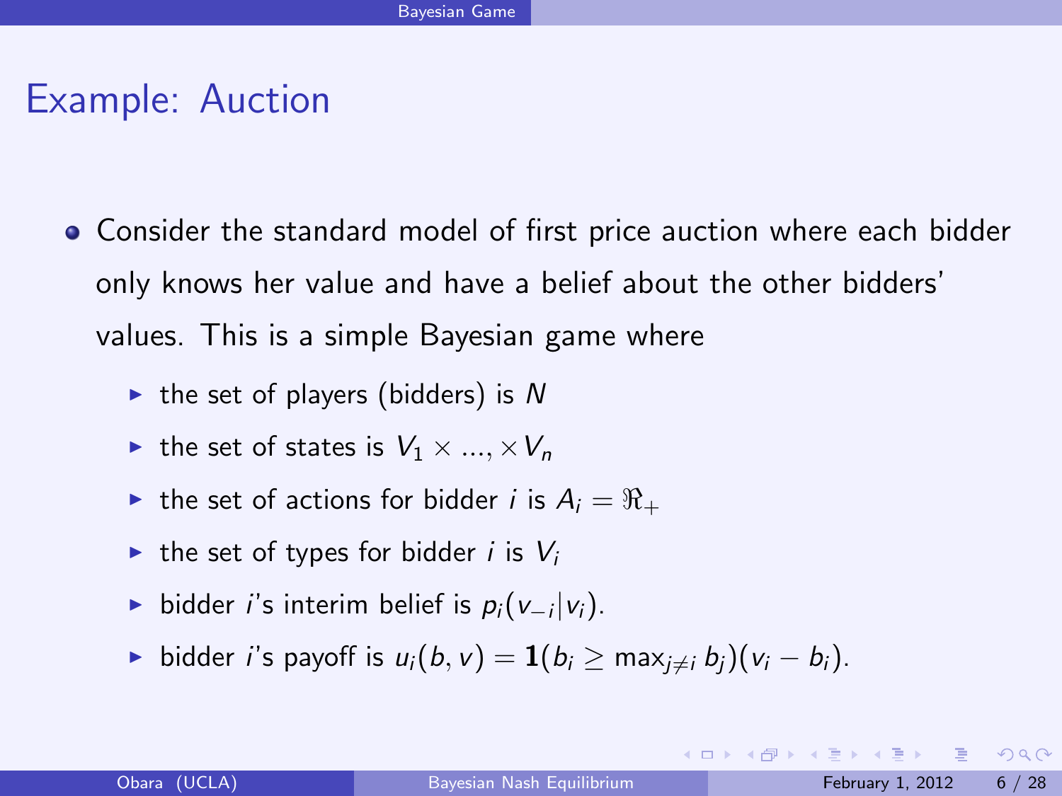# Example: Auction

- Consider the standard model of first price auction where each bidder only knows her value and have a belief about the other bidders' values. This is a simple Bayesian game where
  - the set of players (bidders) is $N$
  - the set of states is $V_1 \times ..., \times V_n$
  - the set of actions for bidder $i$ is $A_i = \Re_+$
  - the set of types for bidder $i$ is $V_i$
  - bidder $i$'s interim belief is $p_i(v_{-i}|v_i)$.
  - bidder $i$'s payoff is $u_i(b, v) = \mathbf{1}(b_i \geq \max_{j \neq i} b_j)(v_i - b_i)$.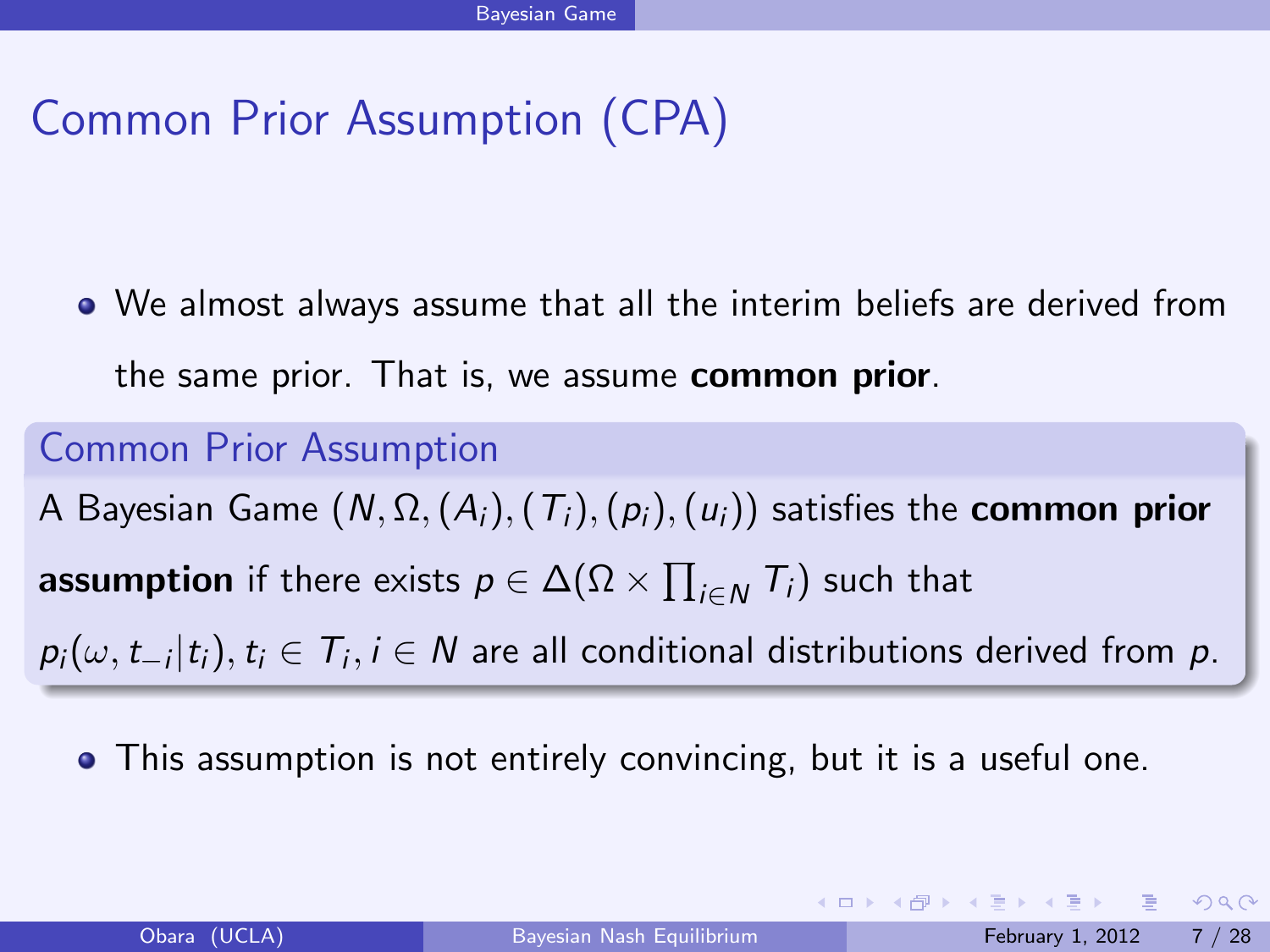# Common Prior Assumption (CPA)

- We almost always assume that all the interim beliefs are derived from the same prior. That is, we assume **common prior**.

### Common Prior Assumption

A Bayesian Game $(N, \Omega, (A_i), (T_i), (p_i), (u_i))$ satisfies the **common prior assumption** if there exists $p \in \Delta(\Omega \times \prod_{i \in N} T_i)$ such that $p_i(\omega, t_{-i}|t_i), t_i \in T_i, i \in N$ are all conditional distributions derived from $p$.

- This assumption is not entirely convincing, but it is a useful one.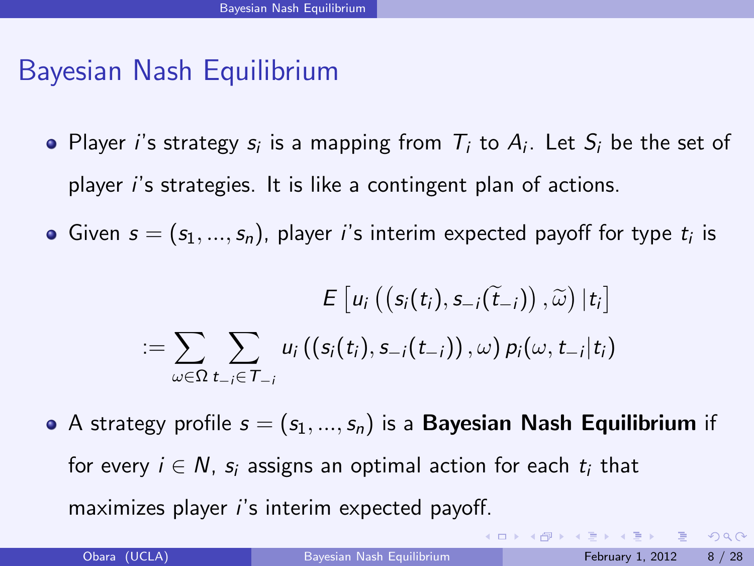# Bayesian Nash Equilibrium

- Player $i$'s strategy $s_i$ is a mapping from $T_i$ to $A_i$. Let $S_i$ be the set of player $i$'s strategies. It is like a contingent plan of actions.
- Given $s = (s_1, ..., s_n)$, player $i$'s interim expected payoff for type $t_i$ is

$$E\left[u_i\left(\left(s_i(t_i), s_{-i}(\widetilde{t}_{-i})\right), \widetilde{\omega}\right) | t_i\right]$$

$$:= \sum_{\omega \in \Omega} \sum_{t_{-i} \in T_{-i}} u_i\left(\left(s_i(t_i), s_{-i}(t_{-i})\right), \omega\right) p_i(\omega, t_{-i} | t_i)$$

- A strategy profile $s = (s_1, ..., s_n)$ is a **Bayesian Nash Equilibrium** if for every $i \in N$, $s_i$ assigns an optimal action for each $t_i$ that maximizes player $i$'s interim expected payoff.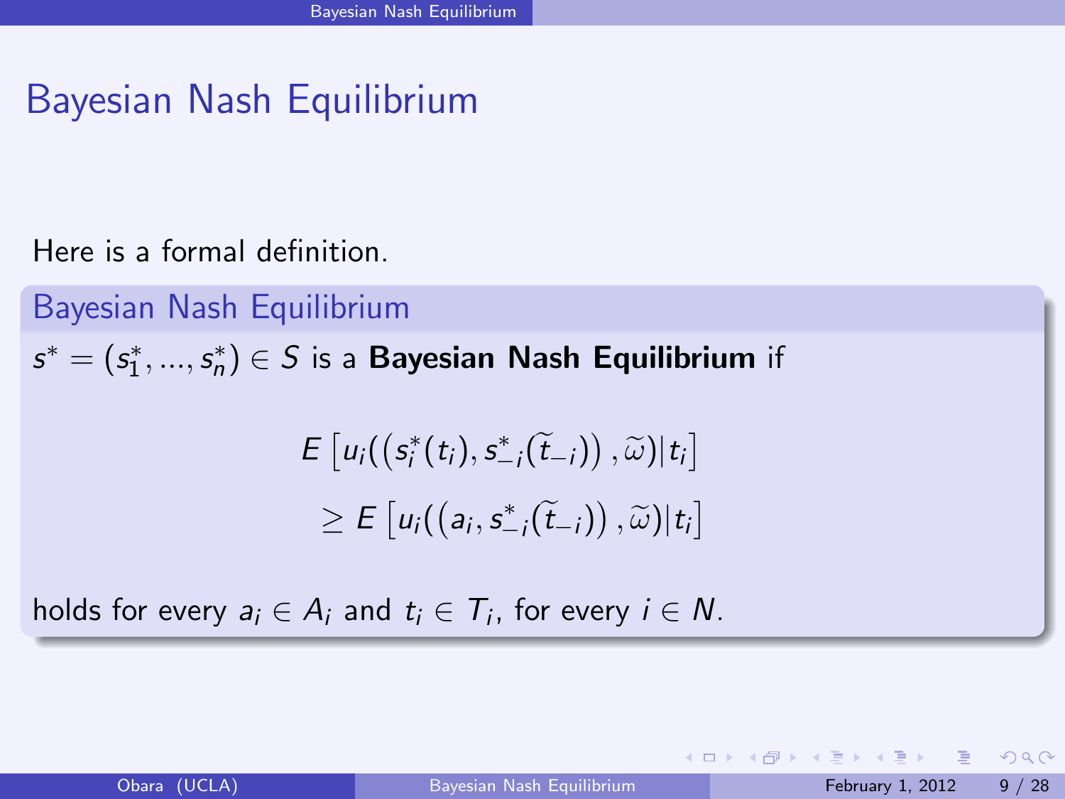# Bayesian Nash Equilibrium

Here is a formal definition.

### Bayesian Nash Equilibrium

$s^* = (s_1^*, ..., s_n^*) \in S$ is a **Bayesian Nash Equilibrium** if

$$E\left[u_i(\left(s_i^*(t_i), s_{-i}^*(\widetilde{t}_{-i})\right), \widetilde{\omega})|t_i\right]$$

$$\geq E\left[u_i(\left(a_i, s_{-i}^*(\widetilde{t}_{-i})\right), \widetilde{\omega})|t_i\right]$$

holds for every $a_i \in A_i$ and $t_i \in T_i$, for every $i \in N$.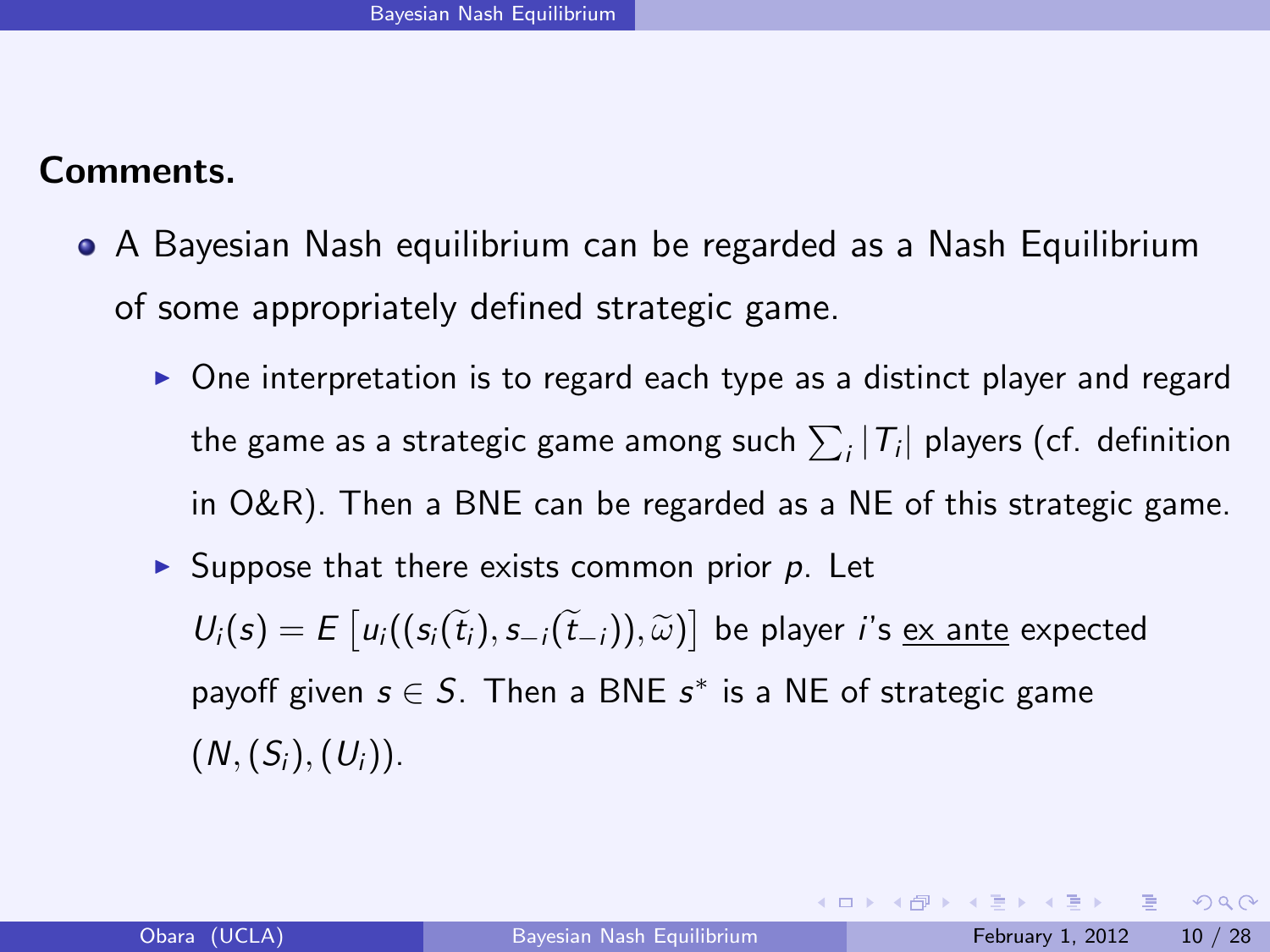**Comments.**

- A Bayesian Nash equilibrium can be regarded as a Nash Equilibrium of some appropriately defined strategic game.
  - One interpretation is to regard each type as a distinct player and regard the game as a strategic game among such $\sum_i |T_i|$ players (cf. definition in O&R). Then a BNE can be regarded as a NE of this strategic game.
  - Suppose that there exists common prior $p$. Let $U_i(s) = E\left[u_i((s_i(\widetilde{t}_i), s_{-i}(\widetilde{t}_{-i})), \widetilde{\omega})\right]$ be player $i$'s <u>ex ante</u> expected payoff given $s \in S$. Then a BNE $s^*$ is a NE of strategic game $(N, (S_i), (U_i))$.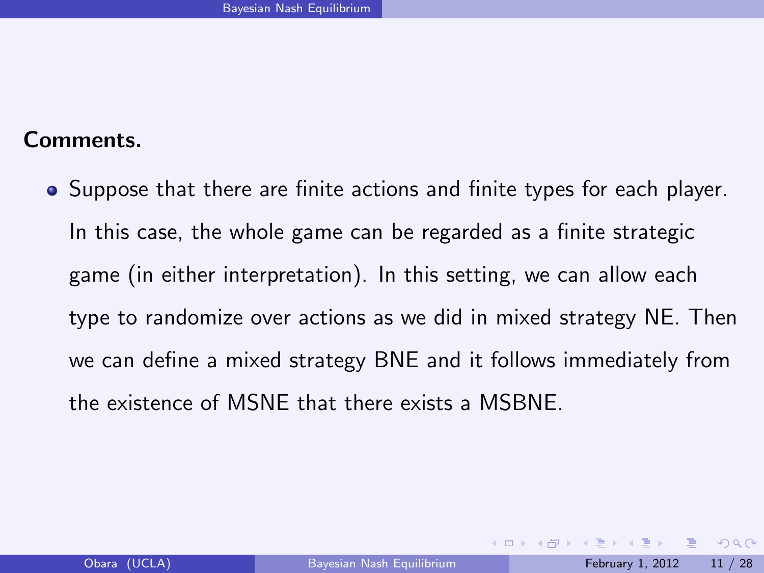**Comments.**

- Suppose that there are finite actions and finite types for each player. In this case, the whole game can be regarded as a finite strategic game (in either interpretation). In this setting, we can allow each type to randomize over actions as we did in mixed strategy NE. Then we can define a mixed strategy BNE and it follows immediately from the existence of MSNE that there exists a MSBNE.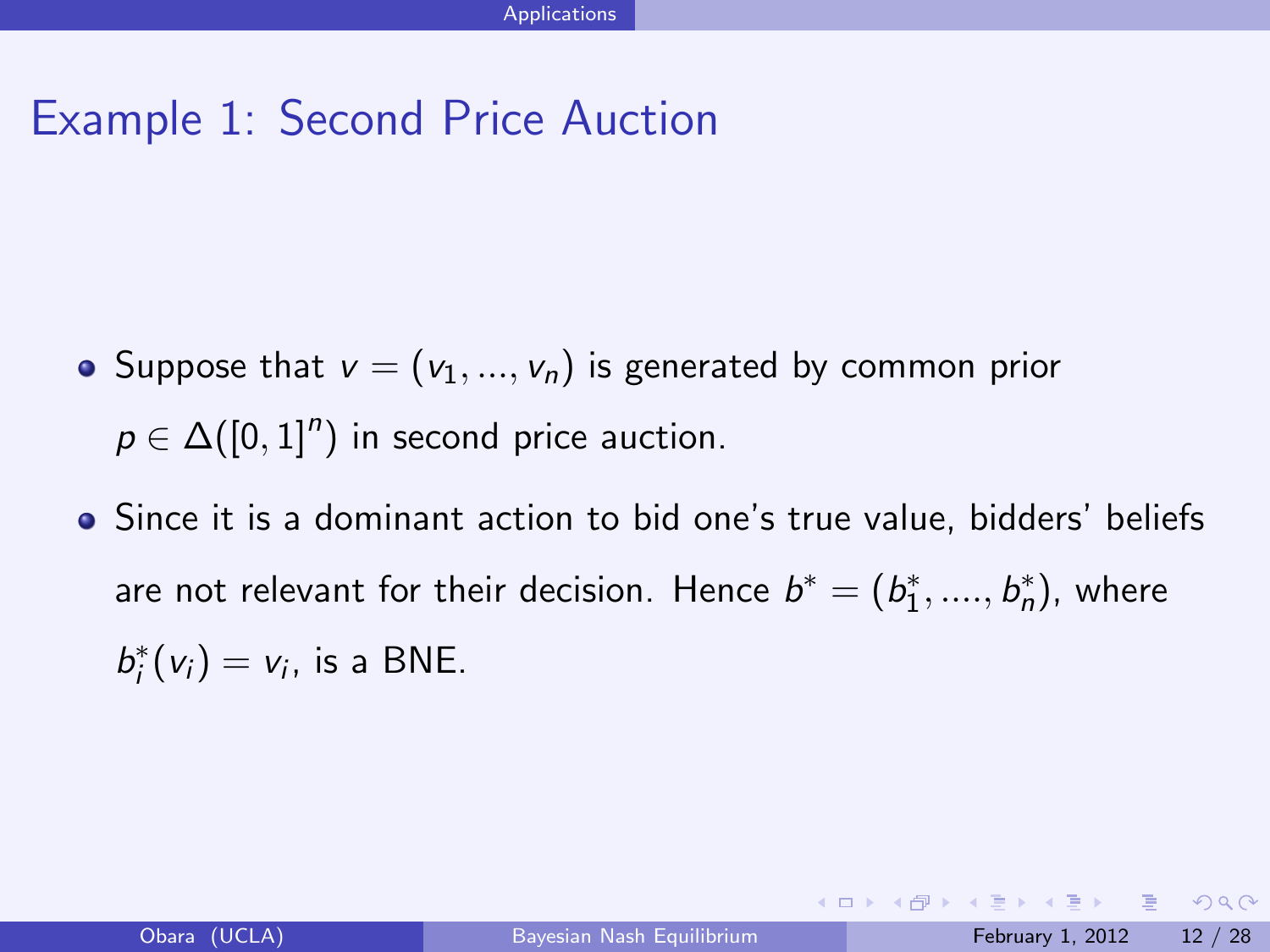# Example 1: Second Price Auction

- Suppose that $v = (v_1, ..., v_n)$ is generated by common prior $p \in \Delta([0,1]^n)$ in second price auction.
- Since it is a dominant action to bid one's true value, bidders' beliefs are not relevant for their decision. Hence $b^* = (b_1^*, ...., b_n^*)$, where $b_i^*(v_i) = v_i$, is a BNE.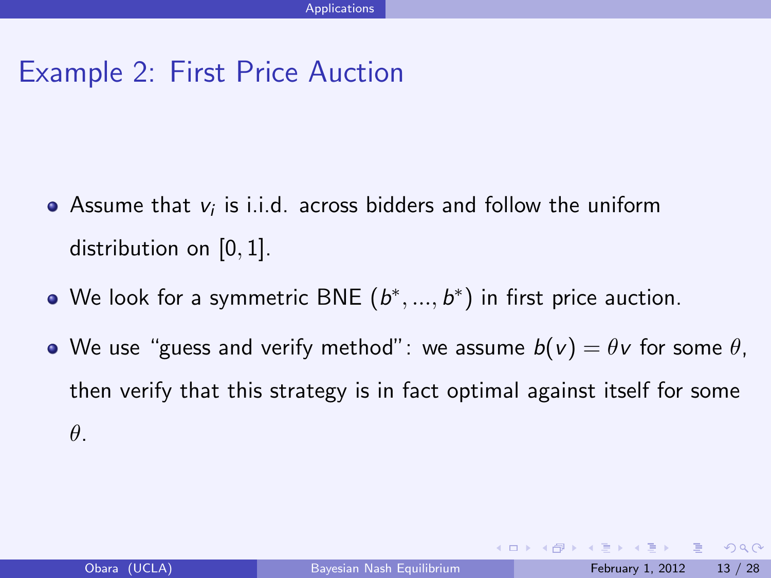## Example 2: First Price Auction

- Assume that $v_i$ is i.i.d. across bidders and follow the uniform distribution on $[0, 1]$.
- We look for a symmetric BNE $(b^*, ..., b^*)$ in first price auction.
- We use "guess and verify method": we assume $b(v) = \theta v$ for some $\theta$, then verify that this strategy is in fact optimal against itself for some $\theta$.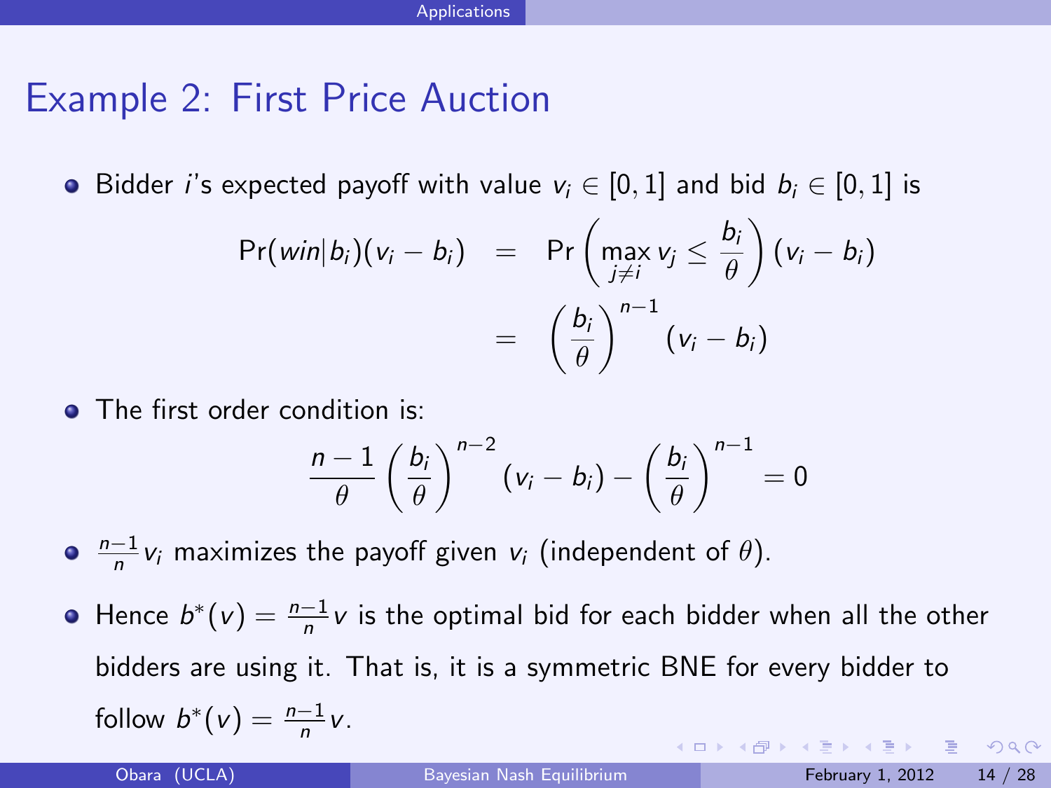# Example 2: First Price Auction

- Bidder $i$'s expected payoff with value $v_i \in [0,1]$ and bid $b_i \in [0,1]$ is

$$
\begin{aligned}
\Pr(win|b_i)(v_i - b_i) &= \Pr\left(\max_{j \neq i} v_j \leq \frac{b_i}{\theta}\right)(v_i - b_i) \\
&= \left(\frac{b_i}{\theta}\right)^{n-1}(v_i - b_i)
\end{aligned}
$$

- The first order condition is:

$$
\frac{n-1}{\theta}\left(\frac{b_i}{\theta}\right)^{n-2}(v_i - b_i) - \left(\frac{b_i}{\theta}\right)^{n-1} = 0
$$

- $\frac{n-1}{n}v_i$ maximizes the payoff given $v_i$ (independent of $\theta$).
- Hence $b^*(v) = \frac{n-1}{n}v$ is the optimal bid for each bidder when all the other bidders are using it. That is, it is a symmetric BNE for every bidder to follow $b^*(v) = \frac{n-1}{n}v$.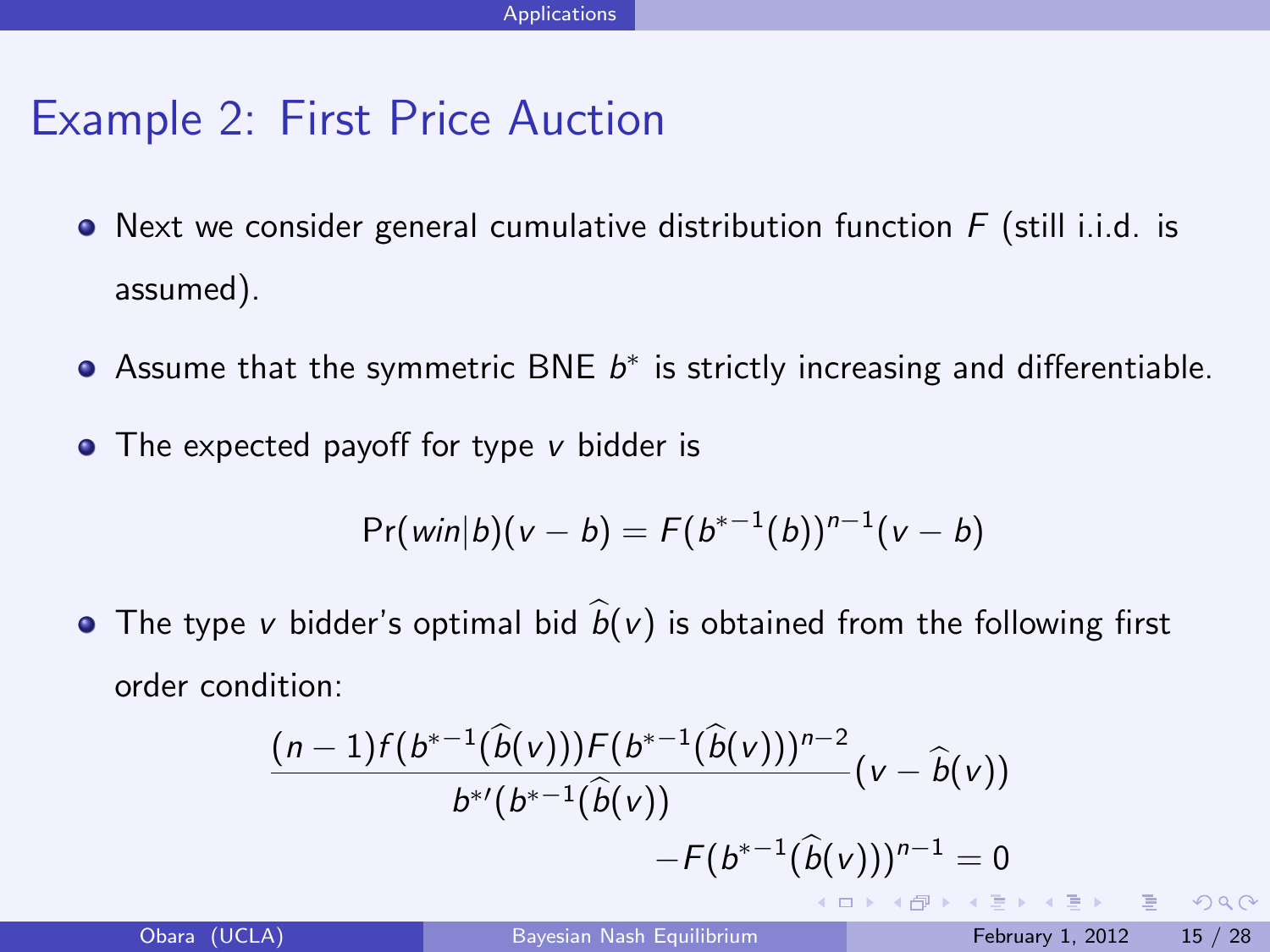# Example 2: First Price Auction

- Next we consider general cumulative distribution function $F$ (still i.i.d. is assumed).
- Assume that the symmetric BNE $b^*$ is strictly increasing and differentiable.
- The expected payoff for type $v$ bidder is

$$\Pr(win|b)(v-b) = F(b^{*-1}(b))^{n-1}(v-b)$$

- The type $v$ bidder's optimal bid $\widehat{b}(v)$ is obtained from the following first order condition:

$$\frac{(n-1)f(b^{*-1}(\widehat{b}(v)))F(b^{*-1}(\widehat{b}(v)))^{n-2}}{b^{*\prime}(b^{*-1}(\widehat{b}(v))}(v-\widehat{b}(v)) - F(b^{*-1}(\widehat{b}(v)))^{n-1} = 0$$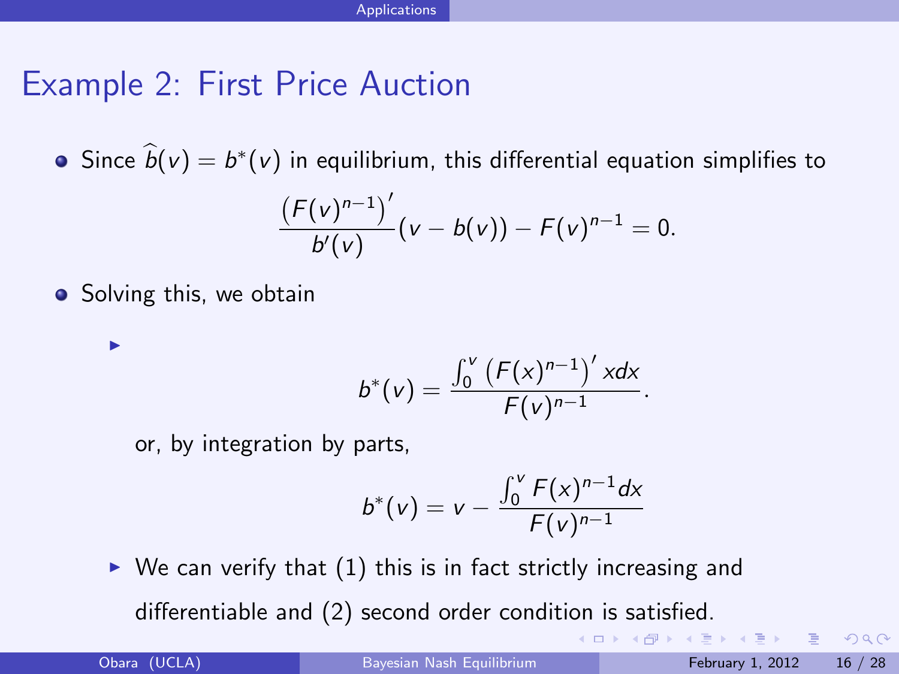# Example 2: First Price Auction

- Since $\widehat{b}(v) = b^*(v)$ in equilibrium, this differential equation simplifies to

$$\frac{\left(F(v)^{n-1}\right)'}{b'(v)}(v - b(v)) - F(v)^{n-1} = 0.$$

- Solving this, we obtain

  - $$b^*(v) = \frac{\int_0^v \left(F(x)^{n-1}\right)' x dx}{F(v)^{n-1}}.$$

    or, by integration by parts,

    $$b^*(v) = v - \frac{\int_0^v F(x)^{n-1} dx}{F(v)^{n-1}}$$

  - We can verify that (1) this is in fact strictly increasing and differentiable and (2) second order condition is satisfied.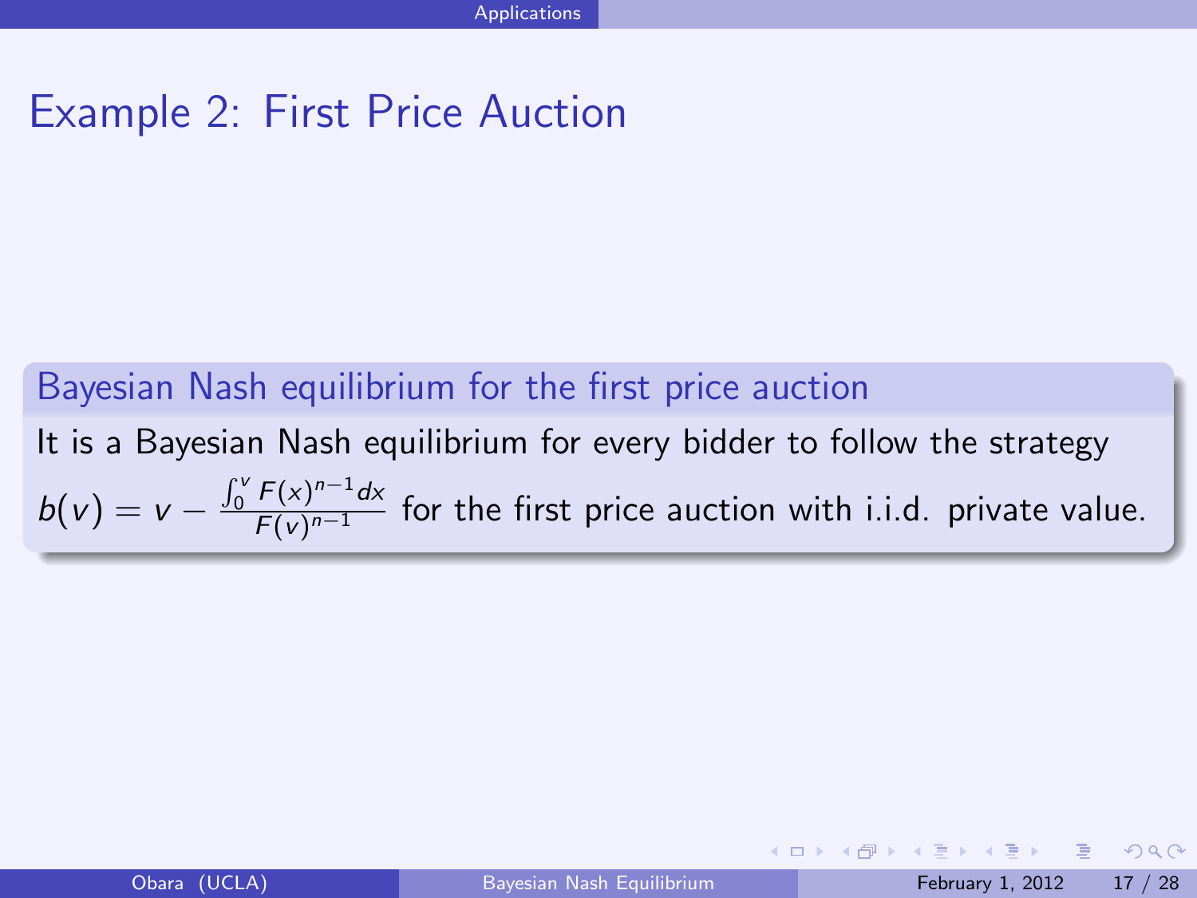# Example 2: First Price Auction

**Bayesian Nash equilibrium for the first price auction**

It is a Bayesian Nash equilibrium for every bidder to follow the strategy $b(v) = v - \frac{\int_0^v F(x)^{n-1} dx}{F(v)^{n-1}}$ for the first price auction with i.i.d. private value.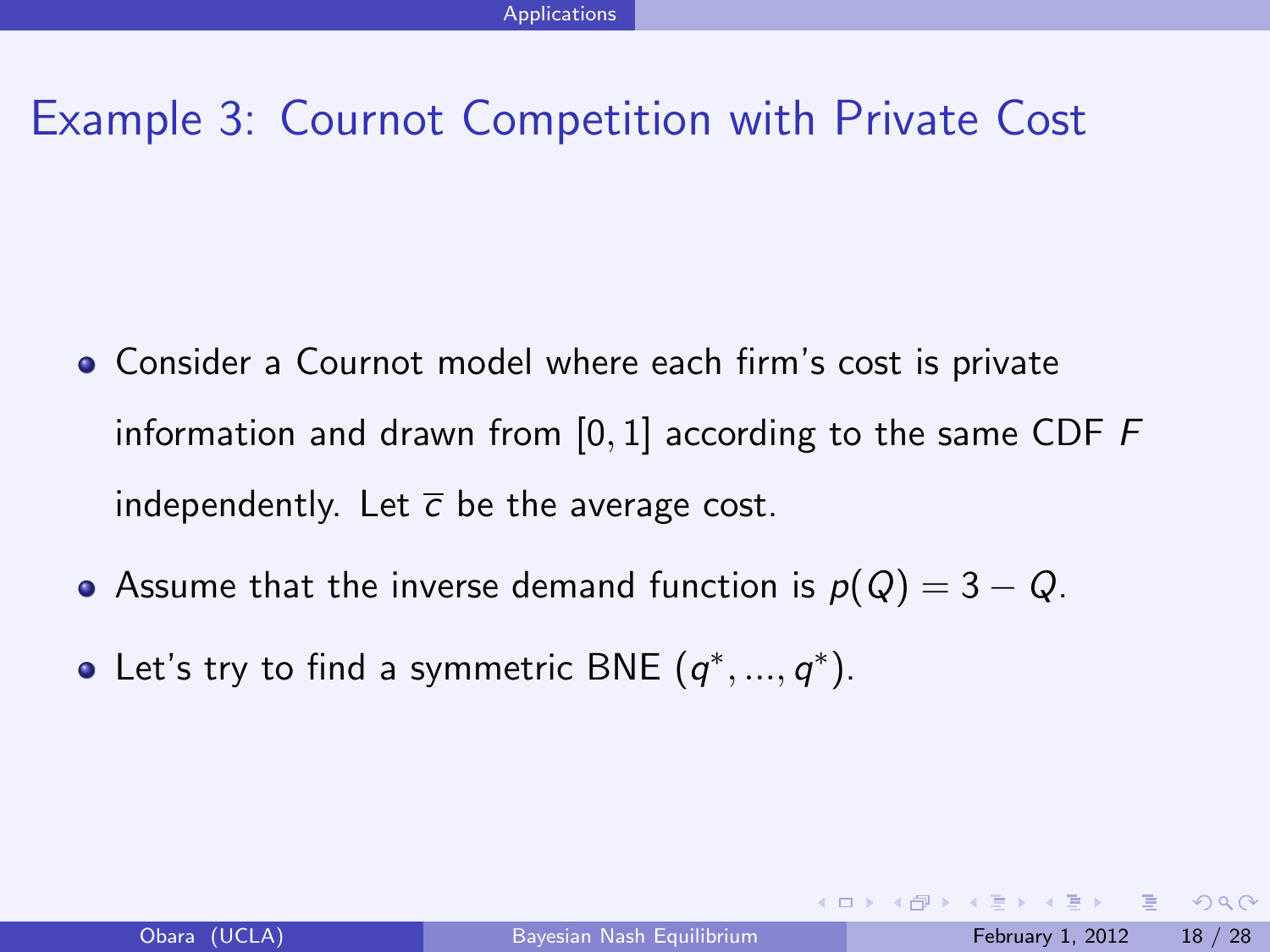# Example 3: Cournot Competition with Private Cost

- Consider a Cournot model where each firm's cost is private information and drawn from $[0, 1]$ according to the same CDF $F$ independently. Let $\overline{c}$ be the average cost.
- Assume that the inverse demand function is $p(Q) = 3 - Q$.
- Let's try to find a symmetric BNE $(q^*, ..., q^*)$.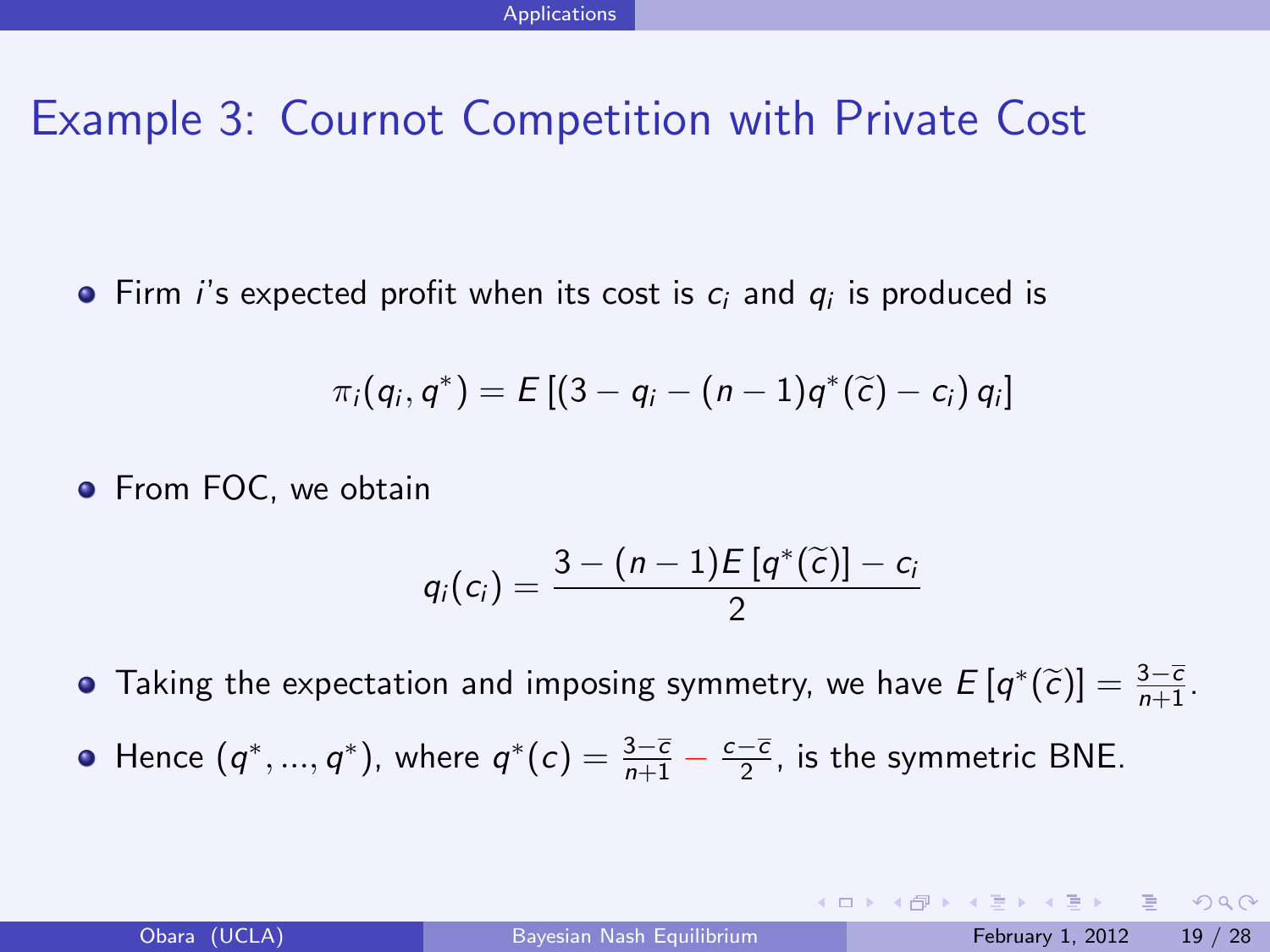# Example 3: Cournot Competition with Private Cost

- Firm $i$'s expected profit when its cost is $c_i$ and $q_i$ is produced is

$$\pi_i(q_i, q^*) = E\left[\left(3 - q_i - (n-1)q^*(\widetilde{c}) - c_i\right) q_i\right]$$

- From FOC, we obtain

$$q_i(c_i) = \frac{3 - (n-1)E\left[q^*(\widetilde{c})\right] - c_i}{2}$$

- Taking the expectation and imposing symmetry, we have $E\left[q^*(\widetilde{c})\right] = \frac{3-\overline{c}}{n+1}$.
- Hence $(q^*, ..., q^*)$, where $q^*(c) = \frac{3-\overline{c}}{n+1} - \frac{c-\overline{c}}{2}$, is the symmetric BNE.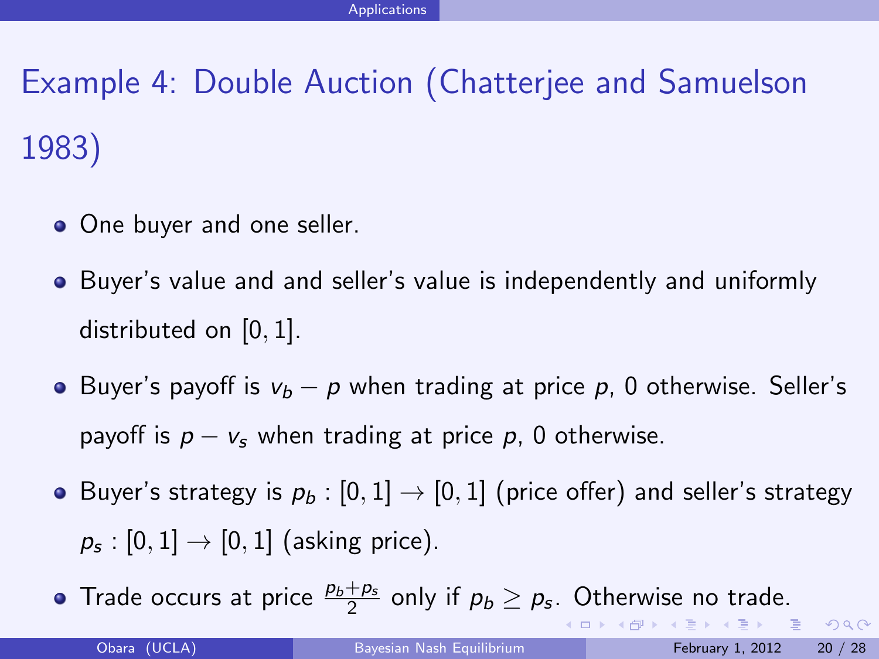# Example 4: Double Auction (Chatterjee and Samuelson 1983)

- One buyer and one seller.
- Buyer's value and and seller's value is independently and uniformly distributed on $[0, 1]$.
- Buyer's payoff is $v_b - p$ when trading at price $p$, 0 otherwise. Seller's payoff is $p - v_s$ when trading at price $p$, 0 otherwise.
- Buyer's strategy is $p_b : [0, 1] \rightarrow [0, 1]$ (price offer) and seller's strategy $p_s : [0, 1] \rightarrow [0, 1]$ (asking price).
- Trade occurs at price $\frac{p_b + p_s}{2}$ only if $p_b \geq p_s$. Otherwise no trade.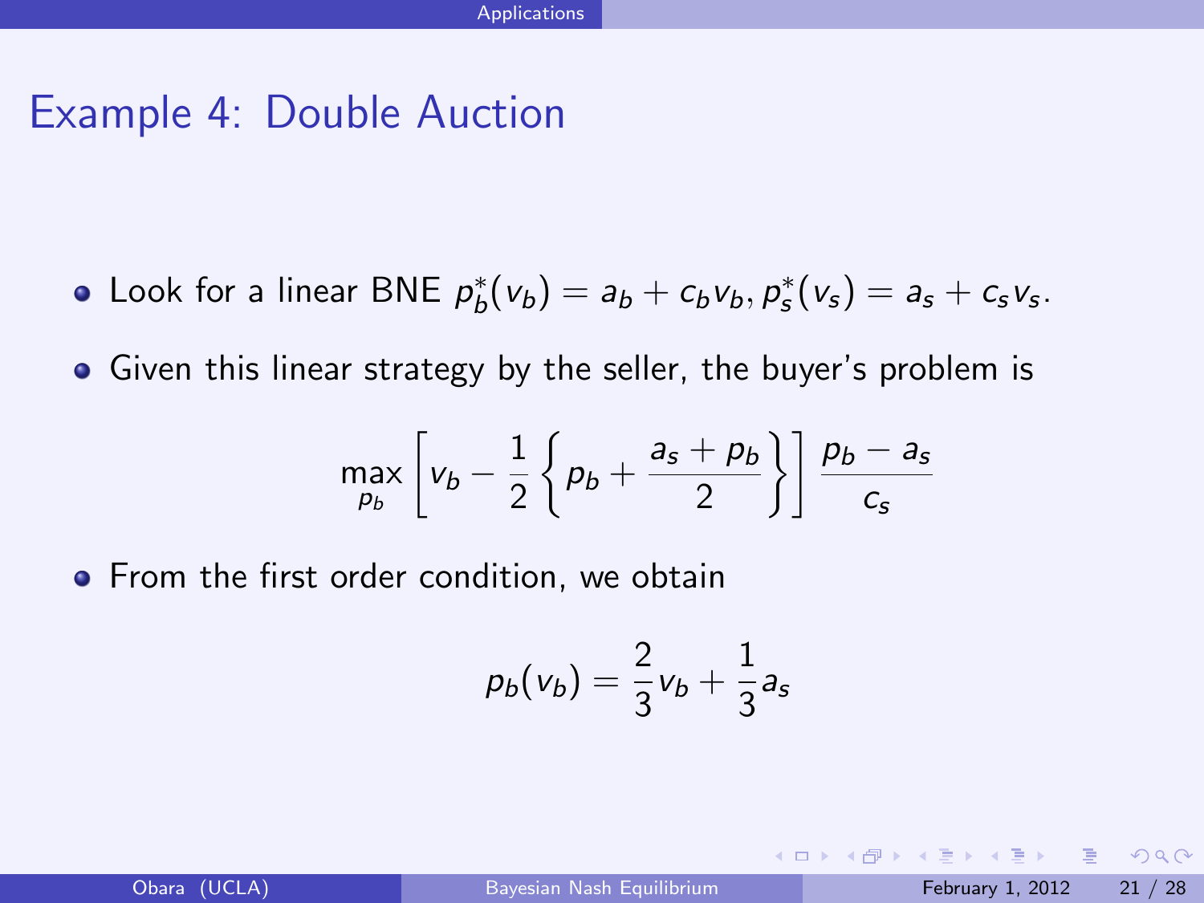# Example 4: Double Auction

- Look for a linear BNE $p_b^*(v_b) = a_b + c_b v_b, p_s^*(v_s) = a_s + c_s v_s$.
- Given this linear strategy by the seller, the buyer's problem is

$$\max_{p_b} \left[ v_b - \frac{1}{2} \left\{ p_b + \frac{a_s + p_b}{2} \right\} \right] \frac{p_b - a_s}{c_s}$$

- From the first order condition, we obtain

$$p_b(v_b) = \frac{2}{3} v_b + \frac{1}{3} a_s$$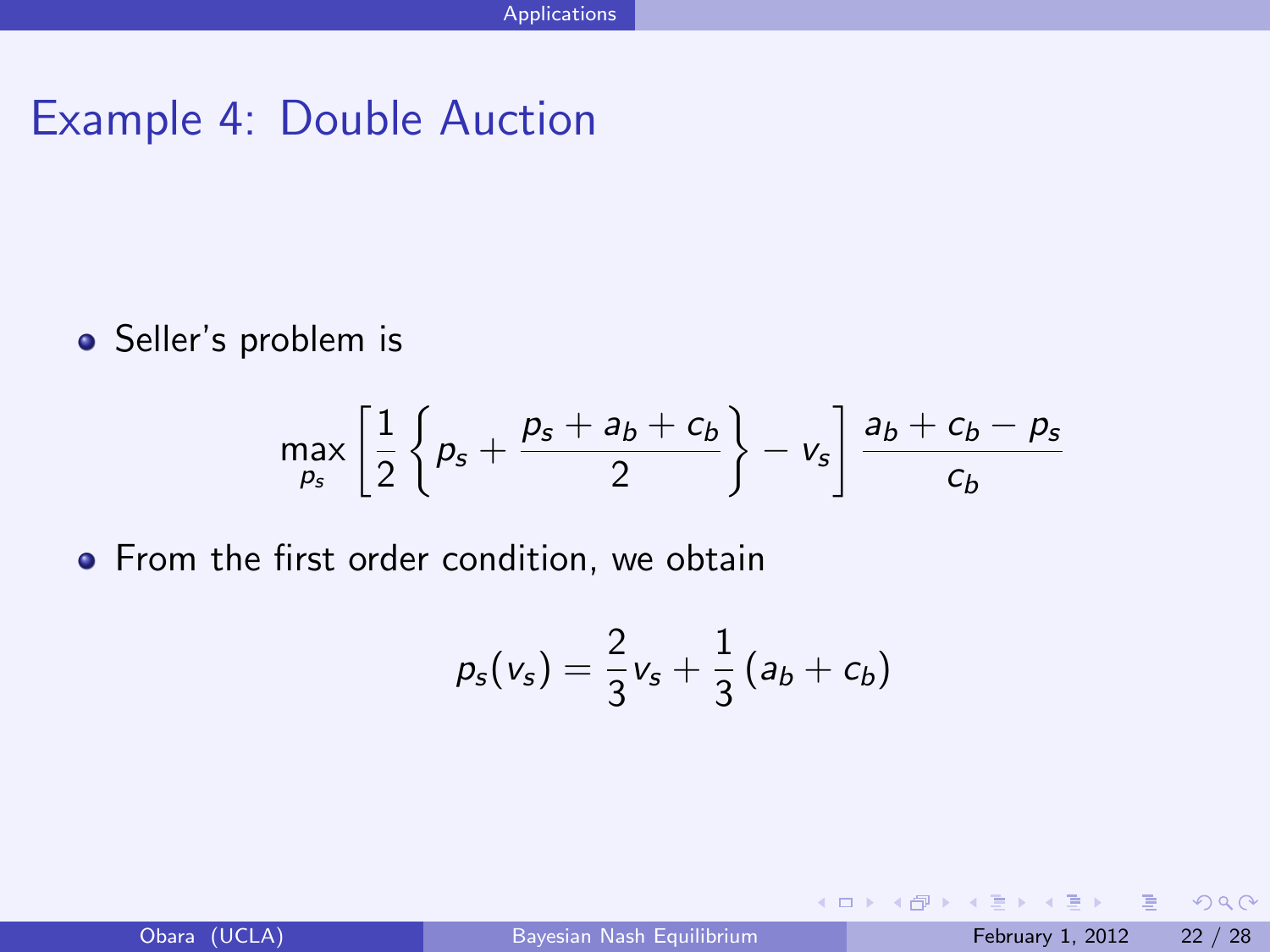# Example 4: Double Auction

- Seller's problem is

$$\max_{p_s} \left[ \frac{1}{2} \left\{ p_s + \frac{p_s + a_b + c_b}{2} \right\} - v_s \right] \frac{a_b + c_b - p_s}{c_b}$$

- From the first order condition, we obtain

$$p_s(v_s) = \frac{2}{3} v_s + \frac{1}{3} (a_b + c_b)$$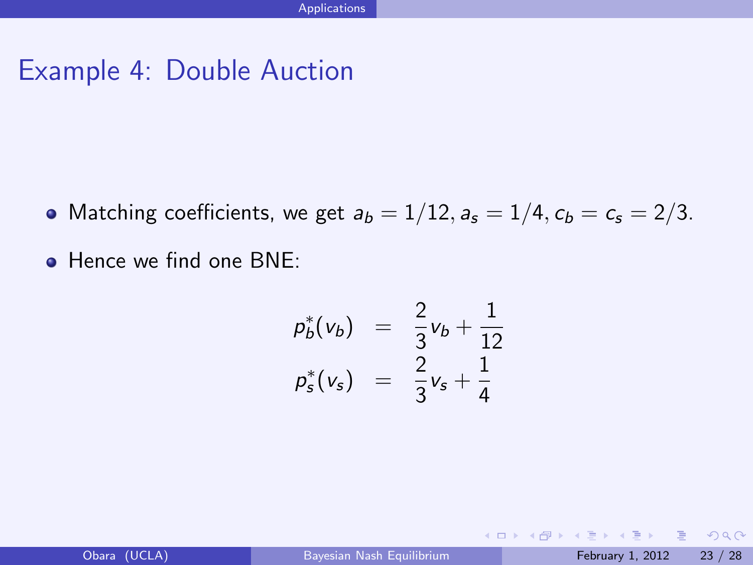# Example 4: Double Auction

- Matching coefficients, we get $a_b = 1/12, a_s = 1/4, c_b = c_s = 2/3$.
- Hence we find one BNE:

$$
\begin{aligned}
p_b^*(v_b) &= \frac{2}{3}v_b + \frac{1}{12} \\
p_s^*(v_s) &= \frac{2}{3}v_s + \frac{1}{4}
\end{aligned}
$$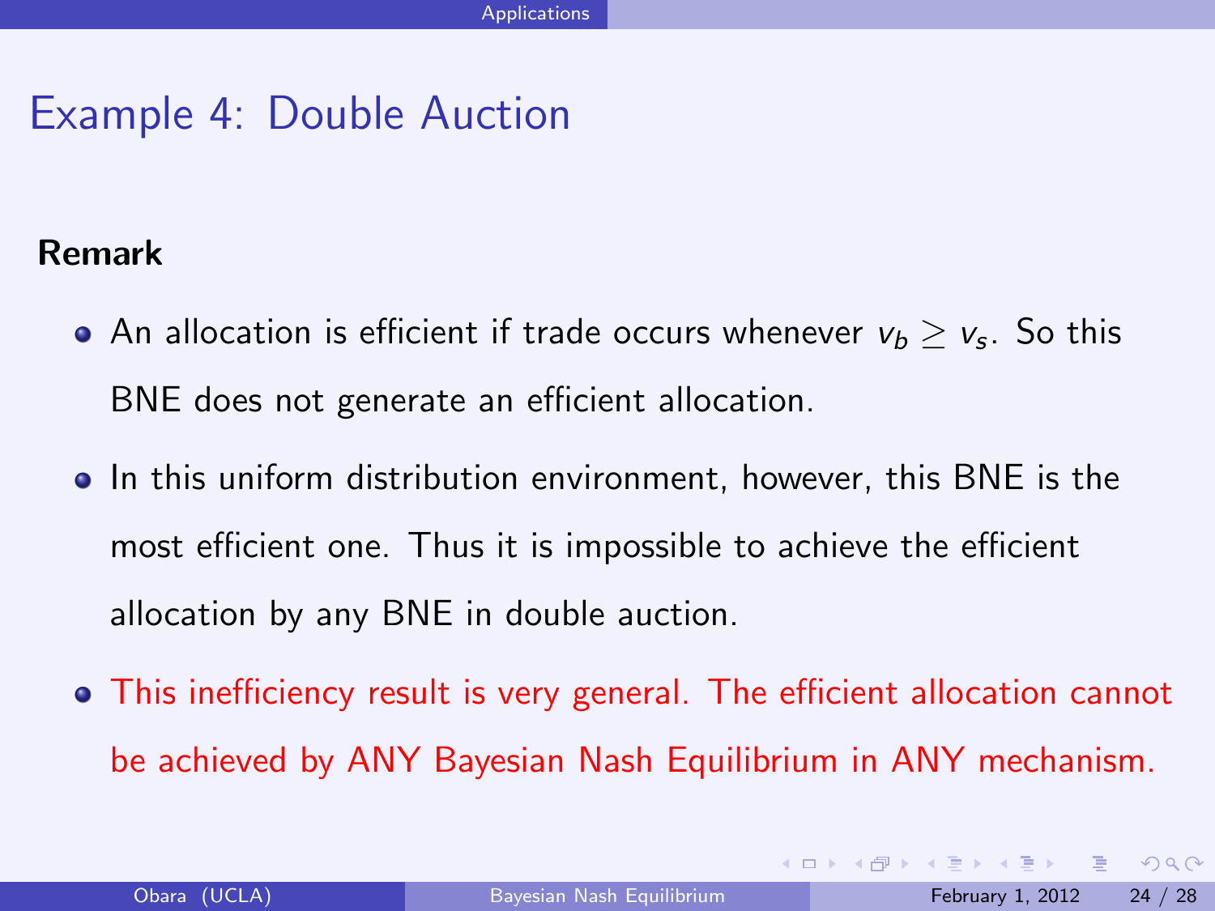# Example 4: Double Auction

**Remark**

- An allocation is efficient if trade occurs whenever $v_b \geq v_s$. So this BNE does not generate an efficient allocation.
- In this uniform distribution environment, however, this BNE is the most efficient one. Thus it is impossible to achieve the efficient allocation by any BNE in double auction.
- This inefficiency result is very general. The efficient allocation cannot be achieved by ANY Bayesian Nash Equilibrium in ANY mechanism.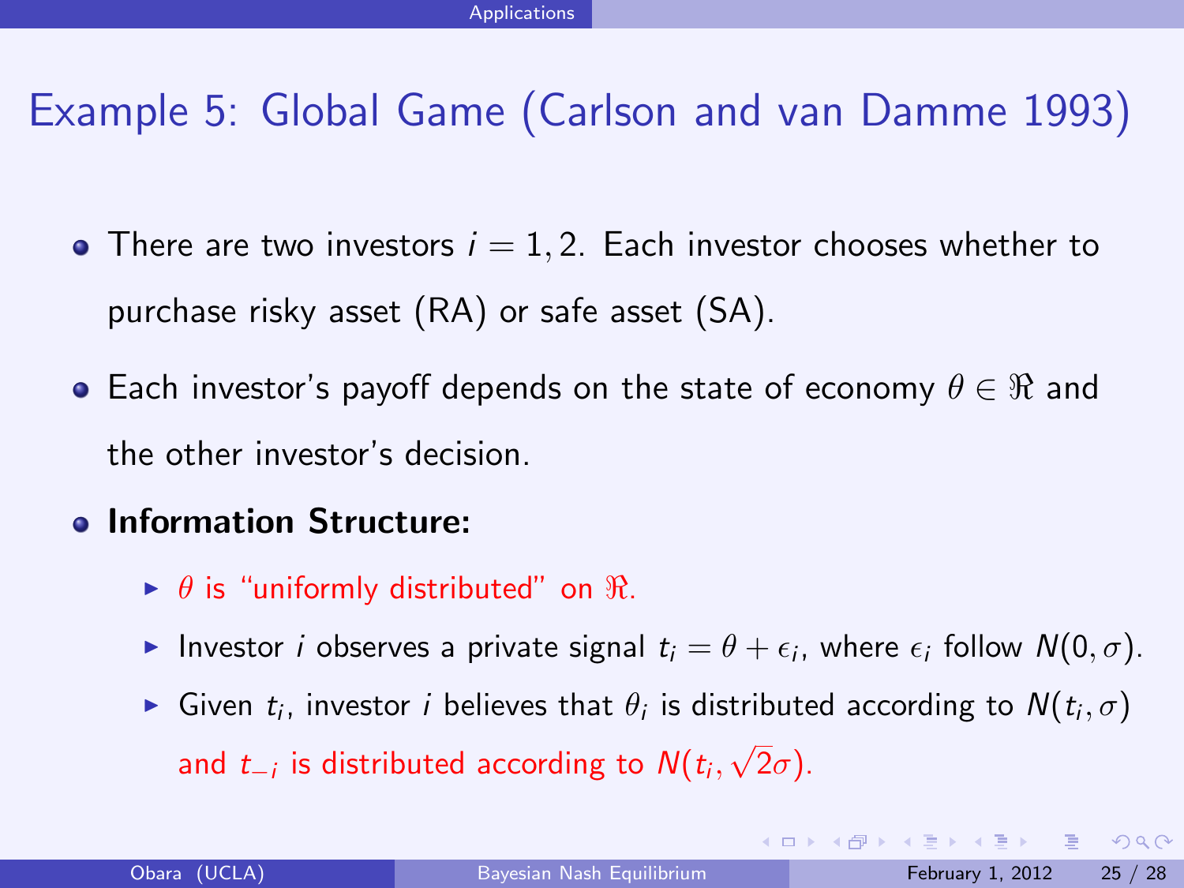# Example 5: Global Game (Carlson and van Damme 1993)

- There are two investors $i = 1, 2$. Each investor chooses whether to purchase risky asset (RA) or safe asset (SA).
- Each investor's payoff depends on the state of economy $\theta \in \Re$ and the other investor's decision.
- **Information Structure:**
  - $\theta$ is "uniformly distributed" on $\Re$.
  - Investor $i$ observes a private signal $t_i = \theta + \epsilon_i$, where $\epsilon_i$ follow $N(0, \sigma)$.
  - Given $t_i$, investor $i$ believes that $\theta_i$ is distributed according to $N(t_i, \sigma)$ and $t_{-i}$ is distributed according to $N(t_i, \sqrt{2}\sigma)$.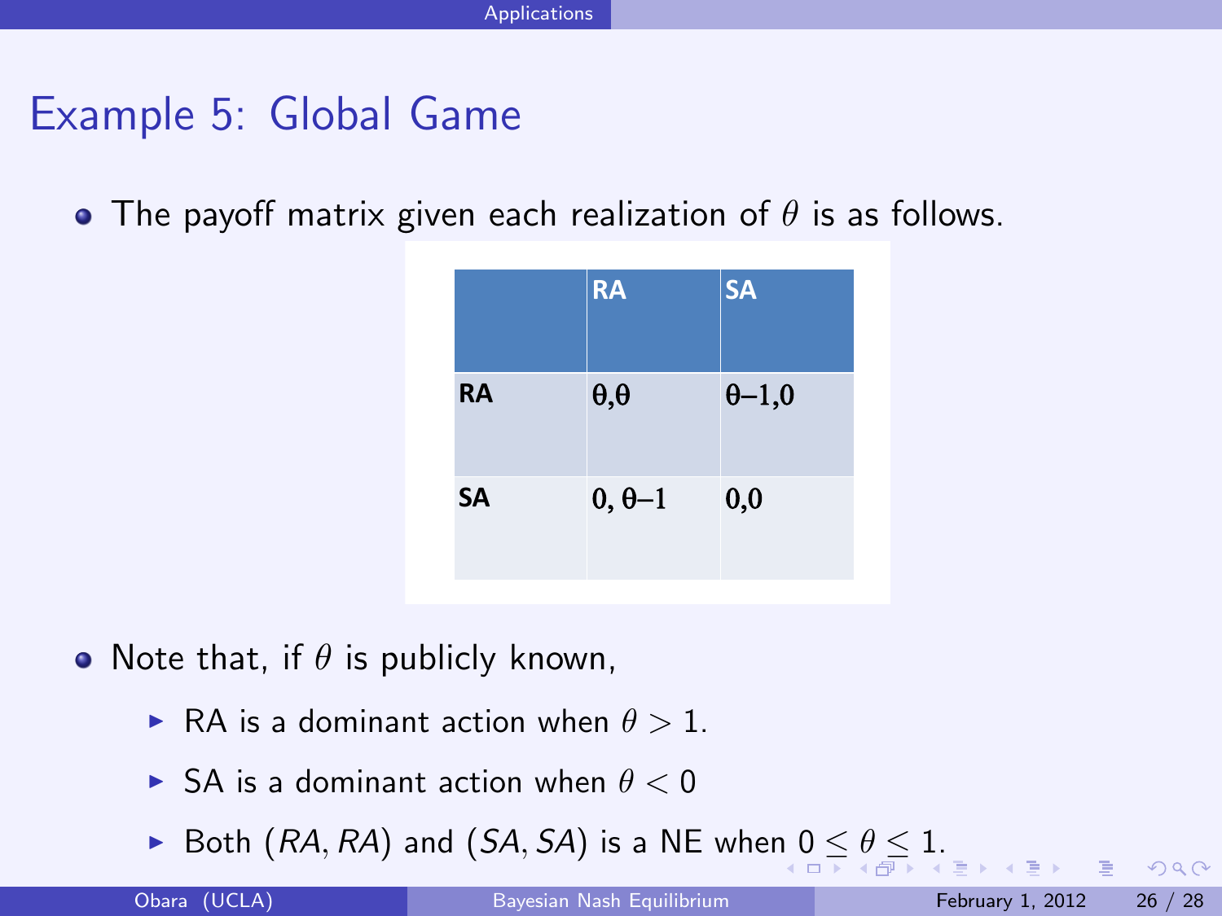# Example 5: Global Game

- The payoff matrix given each realization of $\theta$ is as follows.

| | RA | SA |
|---|---|---|
| RA | $\theta,\theta$ | $\theta-1,0$ |
| SA | $0,\theta-1$ | $0,0$ |

- Note that, if $\theta$ is publicly known,
  - RA is a dominant action when $\theta > 1$.
  - SA is a dominant action when $\theta < 0$
  - Both $(RA, RA)$ and $(SA, SA)$ is a NE when $0 \leq \theta \leq 1$.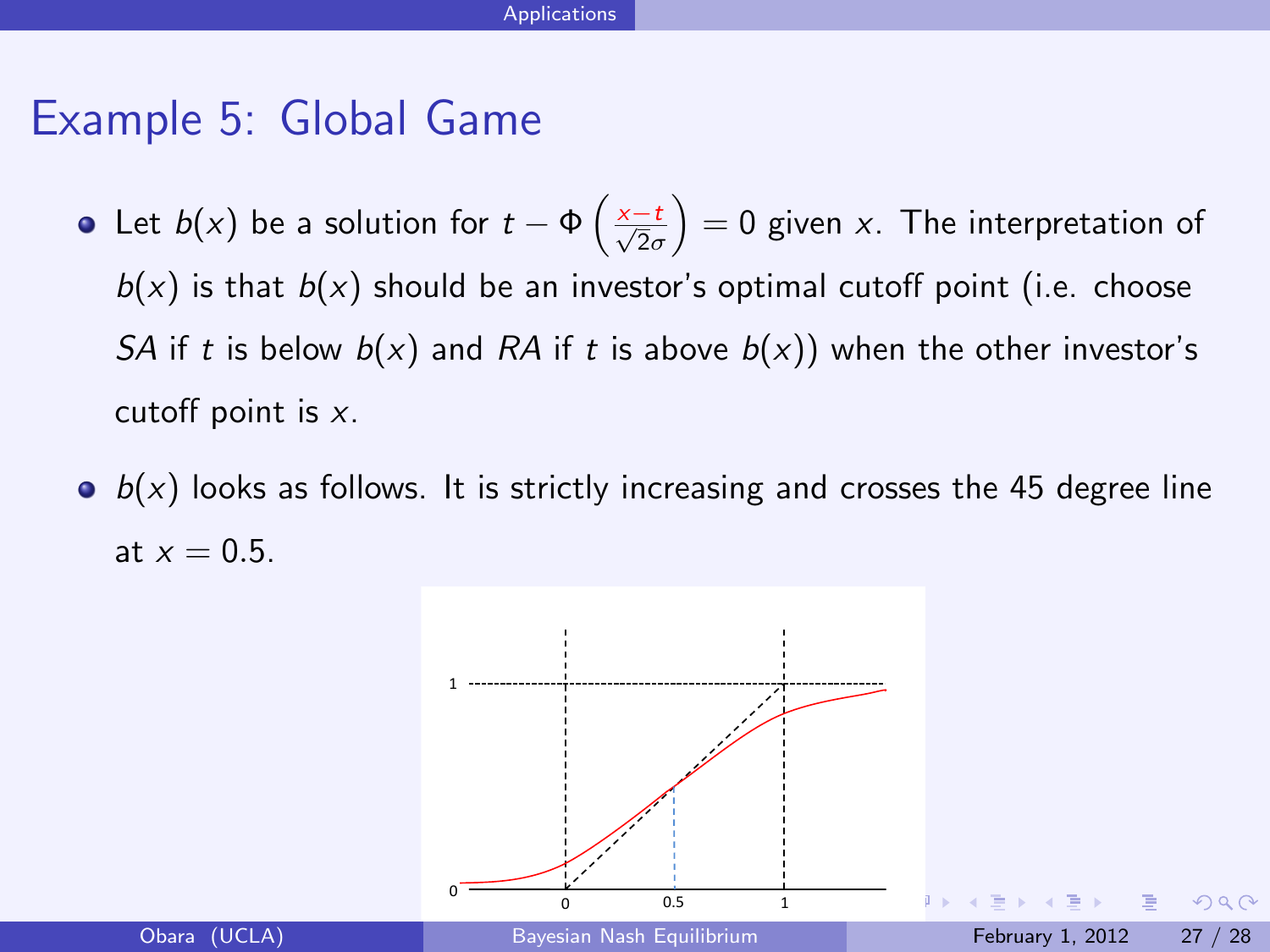# Example 5: Global Game

- Let $b(x)$ be a solution for $t - \Phi\left(\frac{x-t}{\sqrt{2}\sigma}\right) = 0$ given $x$. The interpretation of $b(x)$ is that $b(x)$ should be an investor's optimal cutoff point (i.e. choose *SA* if $t$ is below $b(x)$ and *RA* if $t$ is above $b(x)$) when the other investor's cutoff point is $x$.
- $b(x)$ looks as follows. It is strictly increasing and crosses the 45 degree line at $x = 0.5$.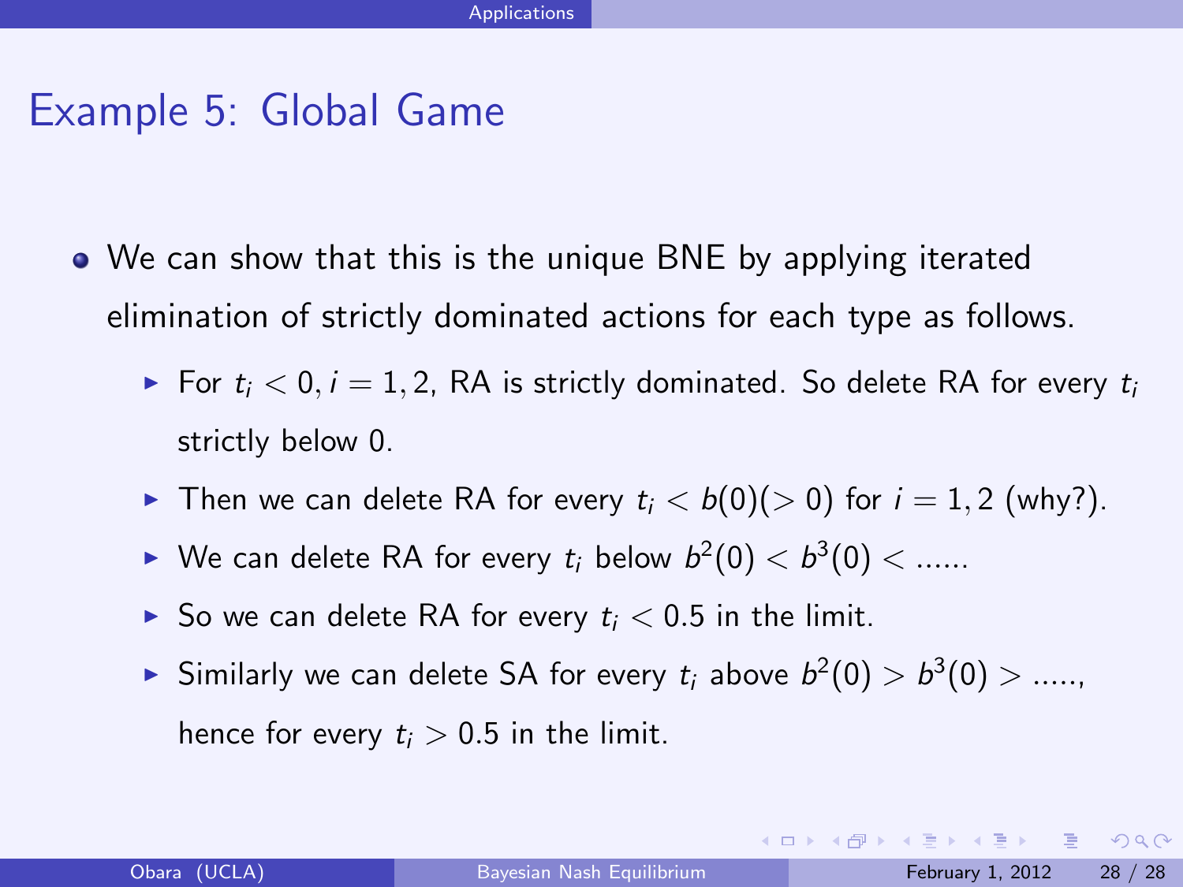# Example 5: Global Game

- We can show that this is the unique BNE by applying iterated elimination of strictly dominated actions for each type as follows.
  - For $t_i < 0, i = 1, 2$, RA is strictly dominated. So delete RA for every $t_i$ strictly below 0.
  - Then we can delete RA for every $t_i < b(0) (> 0)$ for $i = 1, 2$ (why?).
  - We can delete RA for every $t_i$ below $b^2(0) < b^3(0) <$ ......
  - So we can delete RA for every $t_i < 0.5$ in the limit.
  - Similarly we can delete SA for every $t_i$ above $b^2(0) > b^3(0) >$ ....., hence for every $t_i > 0.5$ in the limit.